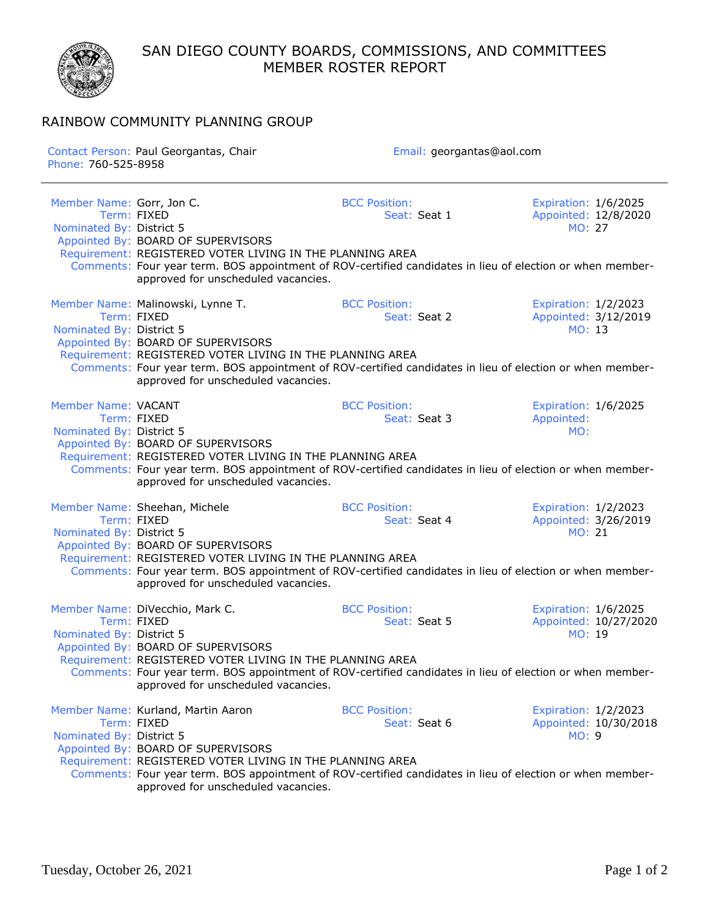# SAN DIEGO COUNTY BOARDS, COMMISSIONS, AND COMMITTEES
## MEMBER ROSTER REPORT

### RAINBOW COMMUNITY PLANNING GROUP

**Contact Person:** Paul Georgantas, Chair
**Phone:** 760-525-8958
**Email:** georgantas@aol.com

---

**Member Name:** Gorr, Jon C.
**BCC Position:**
**Expiration:** 1/6/2025
**Term:** FIXED
**Seat:** Seat 1
**Appointed:** 12/8/2020
**Nominated By:** District 5
**MO:** 27
**Appointed By:** BOARD OF SUPERVISORS
**Requirement:** REGISTERED VOTER LIVING IN THE PLANNING AREA
**Comments:** Four year term. BOS appointment of ROV-certified candidates in lieu of election or when member-approved for unscheduled vacancies.

**Member Name:** Malinowski, Lynne T.
**BCC Position:**
**Expiration:** 1/2/2023
**Term:** FIXED
**Seat:** Seat 2
**Appointed:** 3/12/2019
**Nominated By:** District 5
**MO:** 13
**Appointed By:** BOARD OF SUPERVISORS
**Requirement:** REGISTERED VOTER LIVING IN THE PLANNING AREA
**Comments:** Four year term. BOS appointment of ROV-certified candidates in lieu of election or when member-approved for unscheduled vacancies.

**Member Name:** VACANT
**BCC Position:**
**Expiration:** 1/6/2025
**Term:** FIXED
**Seat:** Seat 3
**Appointed:**
**Nominated By:** District 5
**MO:**
**Appointed By:** BOARD OF SUPERVISORS
**Requirement:** REGISTERED VOTER LIVING IN THE PLANNING AREA
**Comments:** Four year term. BOS appointment of ROV-certified candidates in lieu of election or when member-approved for unscheduled vacancies.

**Member Name:** Sheehan, Michele
**BCC Position:**
**Expiration:** 1/2/2023
**Term:** FIXED
**Seat:** Seat 4
**Appointed:** 3/26/2019
**Nominated By:** District 5
**MO:** 21
**Appointed By:** BOARD OF SUPERVISORS
**Requirement:** REGISTERED VOTER LIVING IN THE PLANNING AREA
**Comments:** Four year term. BOS appointment of ROV-certified candidates in lieu of election or when member-approved for unscheduled vacancies.

**Member Name:** DiVecchio, Mark C.
**BCC Position:**
**Expiration:** 1/6/2025
**Term:** FIXED
**Seat:** Seat 5
**Appointed:** 10/27/2020
**Nominated By:** District 5
**MO:** 19
**Appointed By:** BOARD OF SUPERVISORS
**Requirement:** REGISTERED VOTER LIVING IN THE PLANNING AREA
**Comments:** Four year term. BOS appointment of ROV-certified candidates in lieu of election or when member-approved for unscheduled vacancies.

**Member Name:** Kurland, Martin Aaron
**BCC Position:**
**Expiration:** 1/2/2023
**Term:** FIXED
**Seat:** Seat 6
**Appointed:** 10/30/2018
**Nominated By:** District 5
**MO:** 9
**Appointed By:** BOARD OF SUPERVISORS
**Requirement:** REGISTERED VOTER LIVING IN THE PLANNING AREA
**Comments:** Four year term. BOS appointment of ROV-certified candidates in lieu of election or when member-approved for unscheduled vacancies.

Tuesday, October 26, 2021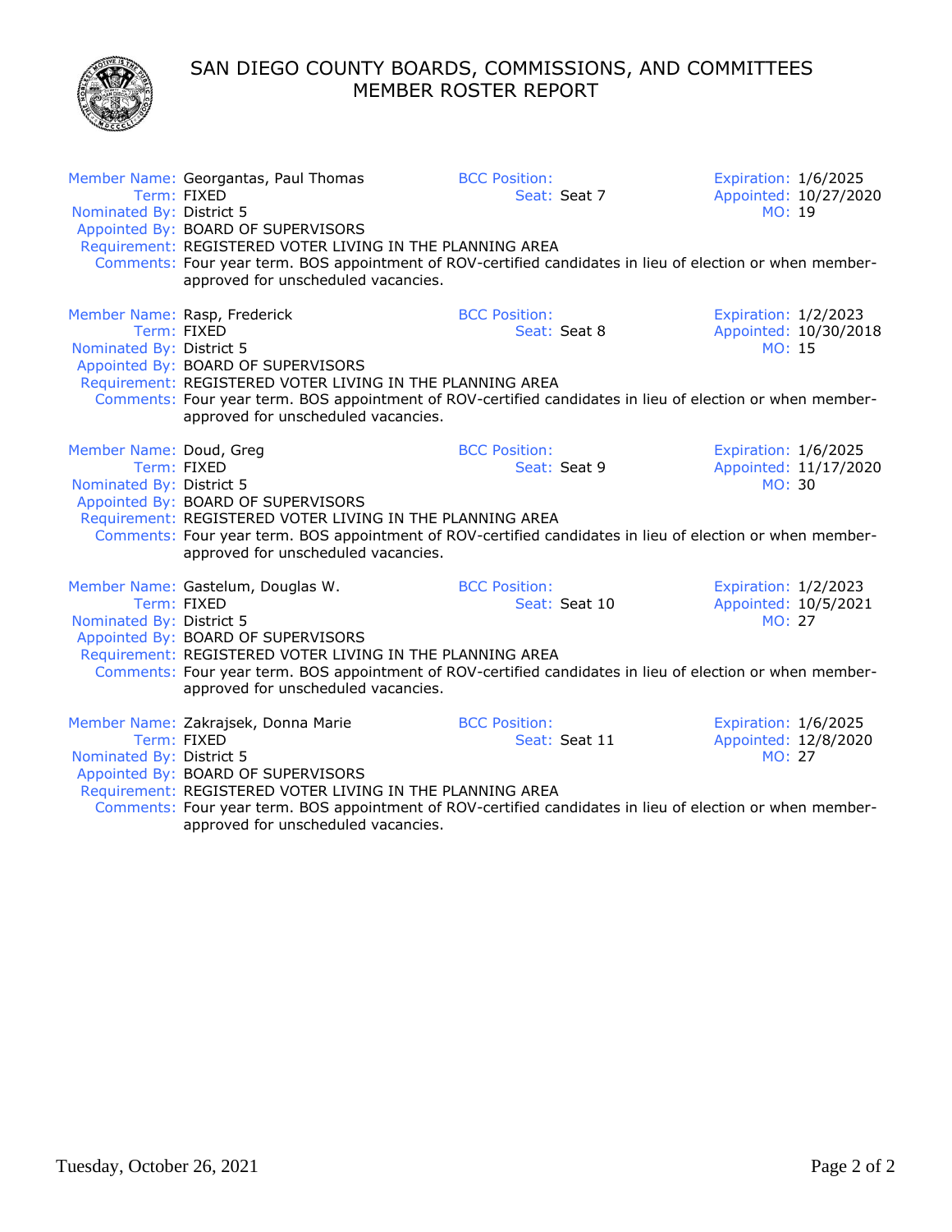# SAN DIEGO COUNTY BOARDS, COMMISSIONS, AND COMMITTEES
## MEMBER ROSTER REPORT

Member Name: Georgantas, Paul Thomas
BCC Position:
Expiration: 1/6/2025
Term: FIXED
Seat: Seat 7
Appointed: 10/27/2020
Nominated By: District 5
MO: 19
Appointed By: BOARD OF SUPERVISORS
Requirement: REGISTERED VOTER LIVING IN THE PLANNING AREA
Comments: Four year term. BOS appointment of ROV-certified candidates in lieu of election or when member-approved for unscheduled vacancies.

Member Name: Rasp, Frederick
BCC Position:
Expiration: 1/2/2023
Term: FIXED
Seat: Seat 8
Appointed: 10/30/2018
Nominated By: District 5
MO: 15
Appointed By: BOARD OF SUPERVISORS
Requirement: REGISTERED VOTER LIVING IN THE PLANNING AREA
Comments: Four year term. BOS appointment of ROV-certified candidates in lieu of election or when member-approved for unscheduled vacancies.

Member Name: Doud, Greg
BCC Position:
Expiration: 1/6/2025
Term: FIXED
Seat: Seat 9
Appointed: 11/17/2020
Nominated By: District 5
MO: 30
Appointed By: BOARD OF SUPERVISORS
Requirement: REGISTERED VOTER LIVING IN THE PLANNING AREA
Comments: Four year term. BOS appointment of ROV-certified candidates in lieu of election or when member-approved for unscheduled vacancies.

Member Name: Gastelum, Douglas W.
BCC Position:
Expiration: 1/2/2023
Term: FIXED
Seat: Seat 10
Appointed: 10/5/2021
Nominated By: District 5
MO: 27
Appointed By: BOARD OF SUPERVISORS
Requirement: REGISTERED VOTER LIVING IN THE PLANNING AREA
Comments: Four year term. BOS appointment of ROV-certified candidates in lieu of election or when member-approved for unscheduled vacancies.

Member Name: Zakrajsek, Donna Marie
BCC Position:
Expiration: 1/6/2025
Term: FIXED
Seat: Seat 11
Appointed: 12/8/2020
Nominated By: District 5
MO: 27
Appointed By: BOARD OF SUPERVISORS
Requirement: REGISTERED VOTER LIVING IN THE PLANNING AREA
Comments: Four year term. BOS appointment of ROV-certified candidates in lieu of election or when member-approved for unscheduled vacancies.

Tuesday, October 26, 2021